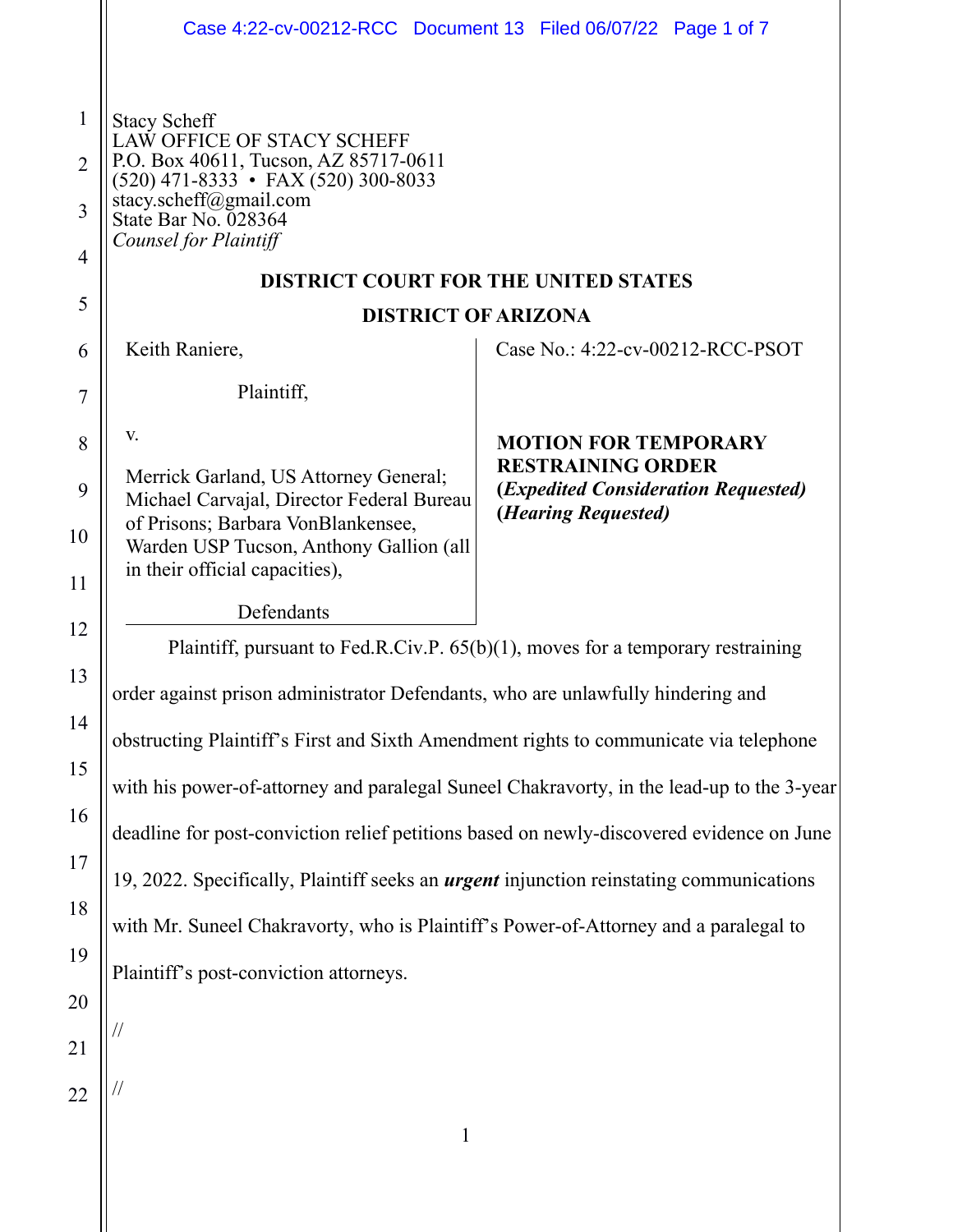Stacy Scheff
LAW OFFICE OF STACY SCHEFF
P.O. Box 40611, Tucson, AZ 85717-0611
(520) 471-8333 • FAX (520) 300-8033
stacy.scheff@gmail.com
State Bar No. 028364
*Counsel for Plaintiff*

**DISTRICT COURT FOR THE UNITED STATES**

**DISTRICT OF ARIZONA**

| | |
|---|---|
| Keith Raniere,<br><br>Plaintiff,<br><br>v.<br><br>Merrick Garland, US Attorney General; Michael Carvajal, Director Federal Bureau of Prisons; Barbara VonBlankensee, Warden USP Tucson, Anthony Gallion (all in their official capacities),<br><br>Defendants | Case No.: 4:22-cv-00212-RCC-PSOT<br><br>**MOTION FOR TEMPORARY RESTRAINING ORDER**<br>**(*Expedited Consideration Requested*)**<br>**(*Hearing Requested*)** |

Plaintiff, pursuant to Fed.R.Civ.P. 65(b)(1), moves for a temporary restraining order against prison administrator Defendants, who are unlawfully hindering and obstructing Plaintiff's First and Sixth Amendment rights to communicate via telephone with his power-of-attorney and paralegal Suneel Chakravorty, in the lead-up to the 3-year deadline for post-conviction relief petitions based on newly-discovered evidence on June 19, 2022. Specifically, Plaintiff seeks an ***urgent*** injunction reinstating communications with Mr. Suneel Chakravorty, who is Plaintiff's Power-of-Attorney and a paralegal to Plaintiff's post-conviction attorneys.

//

//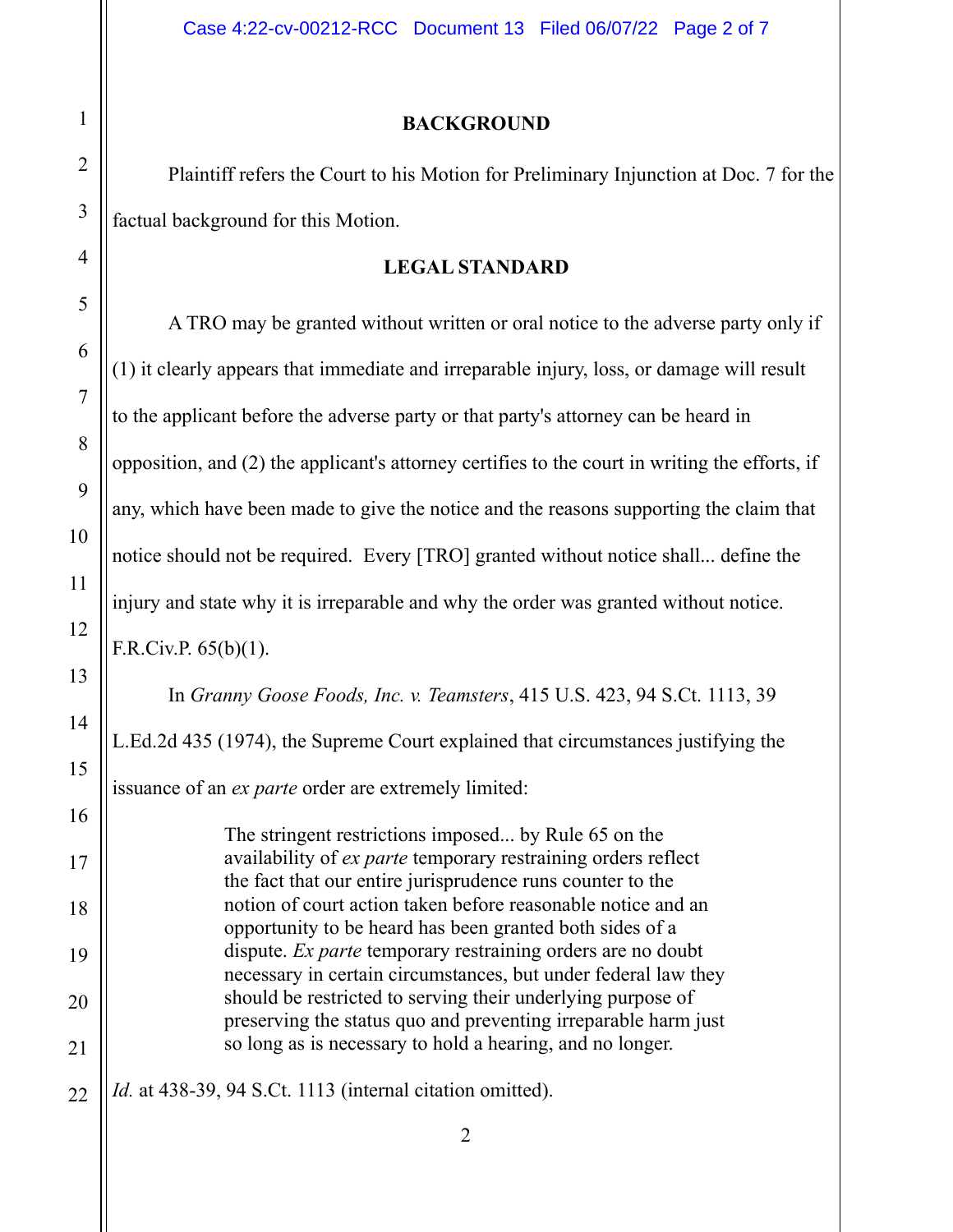## BACKGROUND

Plaintiff refers the Court to his Motion for Preliminary Injunction at Doc. 7 for the factual background for this Motion.

## LEGAL STANDARD

A TRO may be granted without written or oral notice to the adverse party only if (1) it clearly appears that immediate and irreparable injury, loss, or damage will result to the applicant before the adverse party or that party's attorney can be heard in opposition, and (2) the applicant's attorney certifies to the court in writing the efforts, if any, which have been made to give the notice and the reasons supporting the claim that notice should not be required. Every [TRO] granted without notice shall... define the injury and state why it is irreparable and why the order was granted without notice. F.R.Civ.P. 65(b)(1).

In *Granny Goose Foods, Inc. v. Teamsters*, 415 U.S. 423, 94 S.Ct. 1113, 39 L.Ed.2d 435 (1974), the Supreme Court explained that circumstances justifying the issuance of an *ex parte* order are extremely limited:

> The stringent restrictions imposed... by Rule 65 on the availability of *ex parte* temporary restraining orders reflect the fact that our entire jurisprudence runs counter to the notion of court action taken before reasonable notice and an opportunity to be heard has been granted both sides of a dispute. *Ex parte* temporary restraining orders are no doubt necessary in certain circumstances, but under federal law they should be restricted to serving their underlying purpose of preserving the status quo and preventing irreparable harm just so long as is necessary to hold a hearing, and no longer.

*Id.* at 438-39, 94 S.Ct. 1113 (internal citation omitted).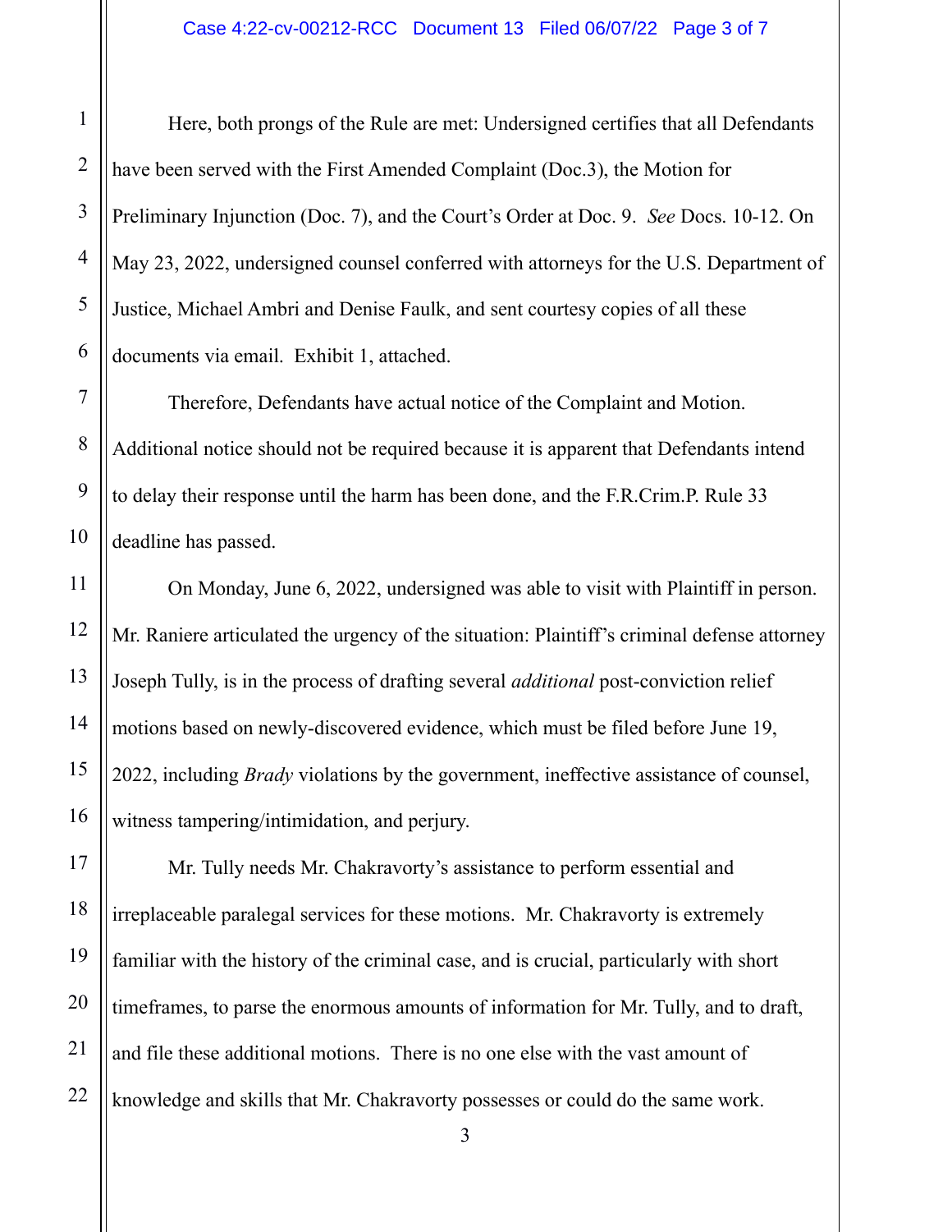Here, both prongs of the Rule are met: Undersigned certifies that all Defendants have been served with the First Amended Complaint (Doc.3), the Motion for Preliminary Injunction (Doc. 7), and the Court's Order at Doc. 9. *See* Docs. 10-12. On May 23, 2022, undersigned counsel conferred with attorneys for the U.S. Department of Justice, Michael Ambri and Denise Faulk, and sent courtesy copies of all these documents via email. Exhibit 1, attached.

Therefore, Defendants have actual notice of the Complaint and Motion. Additional notice should not be required because it is apparent that Defendants intend to delay their response until the harm has been done, and the F.R.Crim.P. Rule 33 deadline has passed.

On Monday, June 6, 2022, undersigned was able to visit with Plaintiff in person. Mr. Raniere articulated the urgency of the situation: Plaintiff's criminal defense attorney Joseph Tully, is in the process of drafting several *additional* post-conviction relief motions based on newly-discovered evidence, which must be filed before June 19, 2022, including *Brady* violations by the government, ineffective assistance of counsel, witness tampering/intimidation, and perjury.

Mr. Tully needs Mr. Chakravorty's assistance to perform essential and irreplaceable paralegal services for these motions. Mr. Chakravorty is extremely familiar with the history of the criminal case, and is crucial, particularly with short timeframes, to parse the enormous amounts of information for Mr. Tully, and to draft, and file these additional motions. There is no one else with the vast amount of knowledge and skills that Mr. Chakravorty possesses or could do the same work.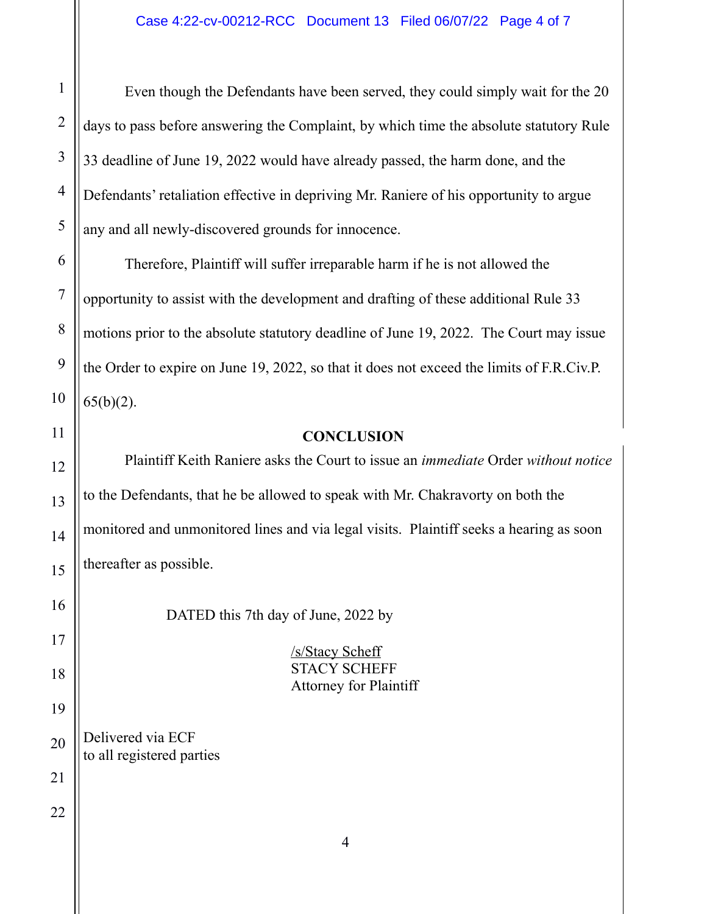Even though the Defendants have been served, they could simply wait for the 20 days to pass before answering the Complaint, by which time the absolute statutory Rule 33 deadline of June 19, 2022 would have already passed, the harm done, and the Defendants' retaliation effective in depriving Mr. Raniere of his opportunity to argue any and all newly-discovered grounds for innocence.

Therefore, Plaintiff will suffer irreparable harm if he is not allowed the opportunity to assist with the development and drafting of these additional Rule 33 motions prior to the absolute statutory deadline of June 19, 2022. The Court may issue the Order to expire on June 19, 2022, so that it does not exceed the limits of F.R.Civ.P. 65(b)(2).

## CONCLUSION

Plaintiff Keith Raniere asks the Court to issue an *immediate* Order *without notice* to the Defendants, that he be allowed to speak with Mr. Chakravorty on both the monitored and unmonitored lines and via legal visits. Plaintiff seeks a hearing as soon thereafter as possible.

DATED this 7th day of June, 2022 by

/s/Stacy Scheff
STACY SCHEFF
Attorney for Plaintiff

Delivered via ECF
to all registered parties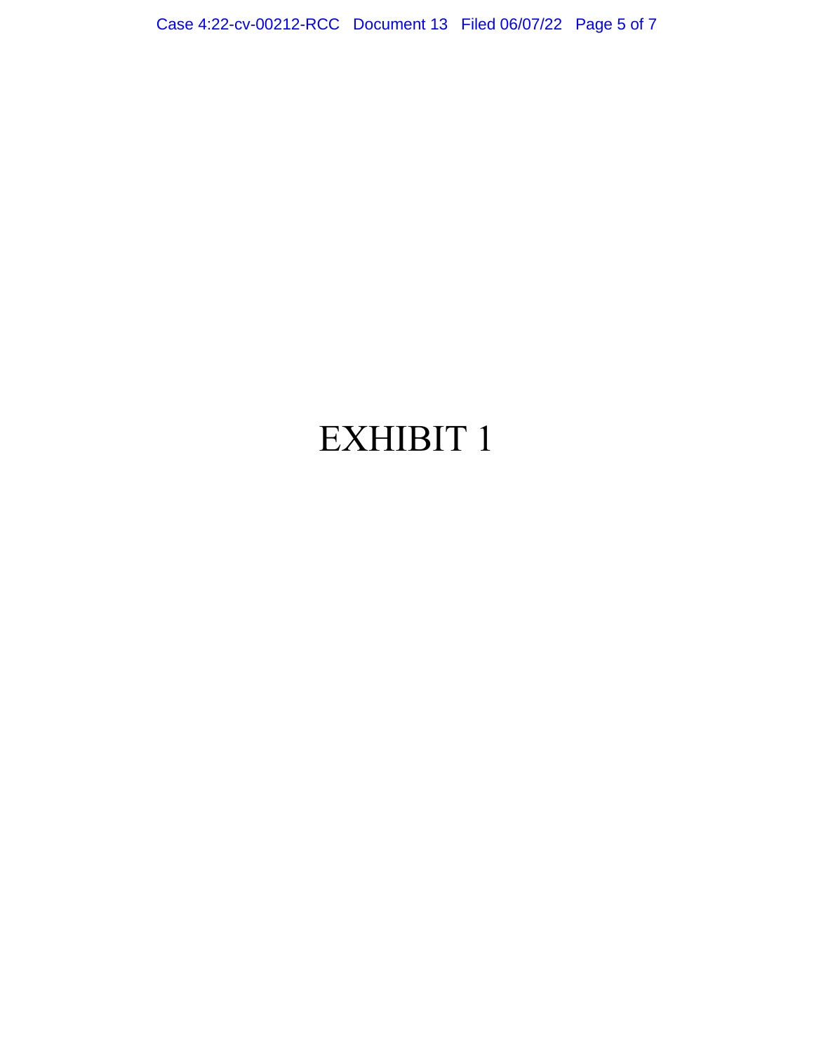# EXHIBIT 1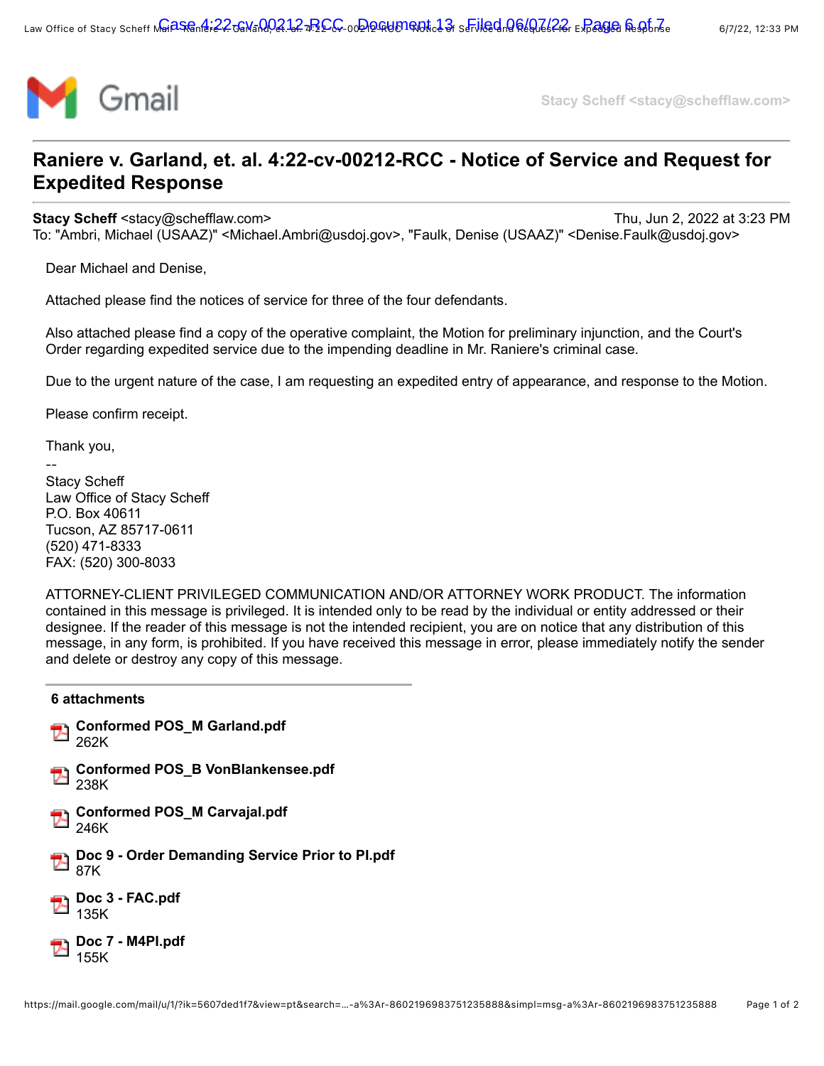Gmail

Stacy Scheff <stacy@schefflaw.com>

# Raniere v. Garland, et. al. 4:22-cv-00212-RCC - Notice of Service and Request for Expedited Response

**Stacy Scheff** <stacy@schefflaw.com> Thu, Jun 2, 2022 at 3:23 PM
To: "Ambri, Michael (USAAZ)" <Michael.Ambri@usdoj.gov>, "Faulk, Denise (USAAZ)" <Denise.Faulk@usdoj.gov>

Dear Michael and Denise,

Attached please find the notices of service for three of the four defendants.

Also attached please find a copy of the operative complaint, the Motion for preliminary injunction, and the Court's Order regarding expedited service due to the impending deadline in Mr. Raniere's criminal case.

Due to the urgent nature of the case, I am requesting an expedited entry of appearance, and response to the Motion.

Please confirm receipt.

Thank you,

--
Stacy Scheff
Law Office of Stacy Scheff
P.O. Box 40611
Tucson, AZ 85717-0611
(520) 471-8333
FAX: (520) 300-8033

ATTORNEY-CLIENT PRIVILEGED COMMUNICATION AND/OR ATTORNEY WORK PRODUCT. The information contained in this message is privileged. It is intended only to be read by the individual or entity addressed or their designee. If the reader of this message is not the intended recipient, you are on notice that any distribution of this message, in any form, is prohibited. If you have received this message in error, please immediately notify the sender and delete or destroy any copy of this message.

**6 attachments**

- **Conformed POS_M Garland.pdf**
  262K
- **Conformed POS_B VonBlankensee.pdf**
  238K
- **Conformed POS_M Carvajal.pdf**
  246K
- **Doc 9 - Order Demanding Service Prior to PI.pdf**
  87K
- **Doc 3 - FAC.pdf**
  135K
- **Doc 7 - M4PI.pdf**
  155K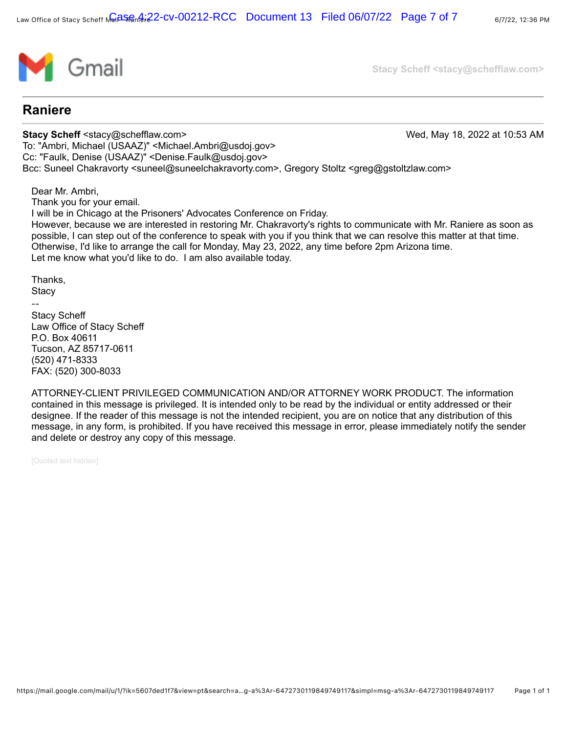Gmail

Stacy Scheff <stacy@schefflaw.com>

## Raniere

**Stacy Scheff** <stacy@schefflaw.com> Wed, May 18, 2022 at 10:53 AM
To: "Ambri, Michael (USAAZ)" <Michael.Ambri@usdoj.gov>
Cc: "Faulk, Denise (USAAZ)" <Denise.Faulk@usdoj.gov>
Bcc: Suneel Chakravorty <suneel@suneelchakravorty.com>, Gregory Stoltz <greg@gstoltzlaw.com>

Dear Mr. Ambri,
Thank you for your email.
I will be in Chicago at the Prisoners' Advocates Conference on Friday.
However, because we are interested in restoring Mr. Chakravorty's rights to communicate with Mr. Raniere as soon as possible, I can step out of the conference to speak with you if you think that we can resolve this matter at that time.
Otherwise, I'd like to arrange the call for Monday, May 23, 2022, any time before 2pm Arizona time.
Let me know what you'd like to do. I am also available today.

Thanks,
Stacy

--
Stacy Scheff
Law Office of Stacy Scheff
P.O. Box 40611
Tucson, AZ 85717-0611
(520) 471-8333
FAX: (520) 300-8033

ATTORNEY-CLIENT PRIVILEGED COMMUNICATION AND/OR ATTORNEY WORK PRODUCT. The information contained in this message is privileged. It is intended only to be read by the individual or entity addressed or their designee. If the reader of this message is not the intended recipient, you are on notice that any distribution of this message, in any form, is prohibited. If you have received this message in error, please immediately notify the sender and delete or destroy any copy of this message.

[Quoted text hidden]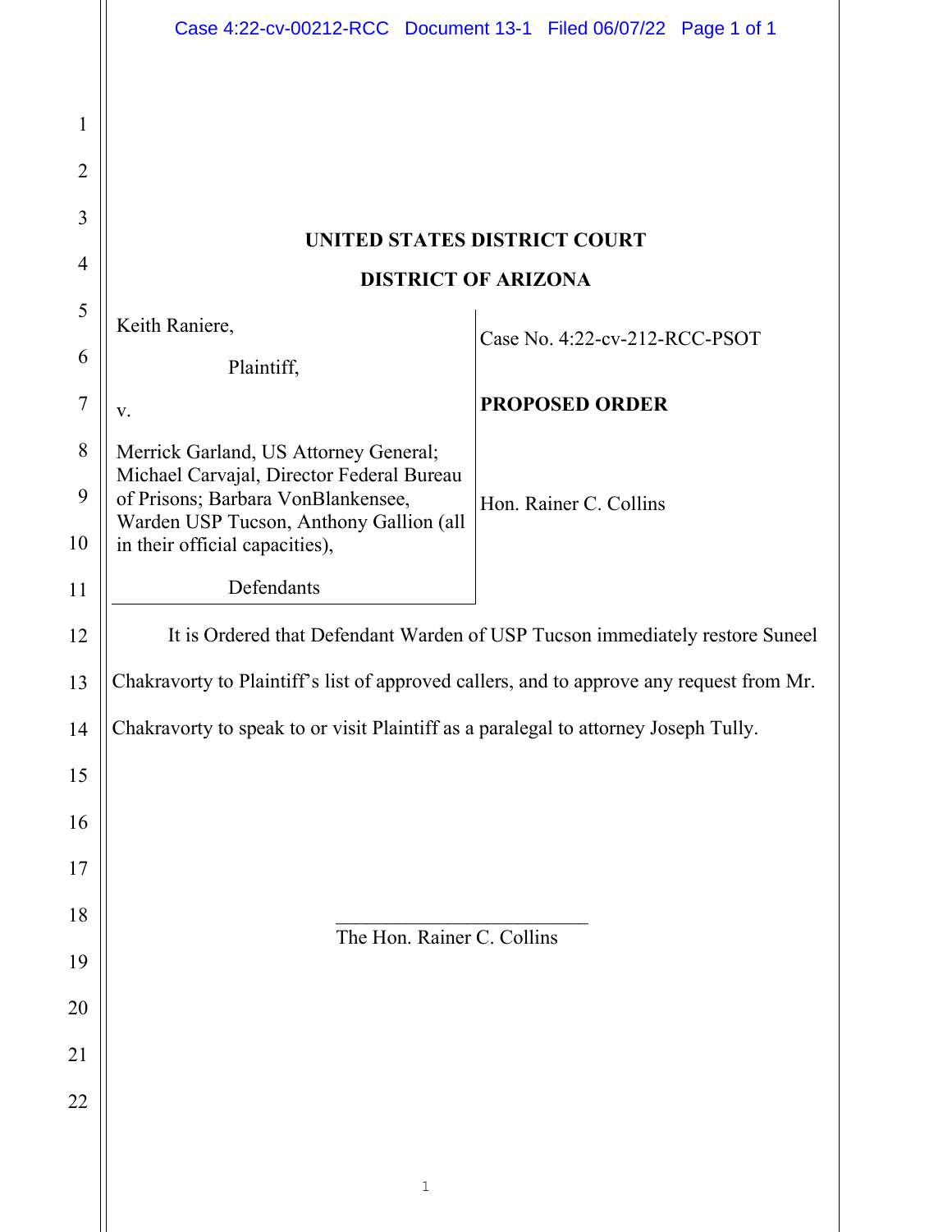**UNITED STATES DISTRICT COURT**

**DISTRICT OF ARIZONA**

| | |
|---|---|
| Keith Raniere,<br><br>Plaintiff,<br><br>v.<br><br>Merrick Garland, US Attorney General; Michael Carvajal, Director Federal Bureau of Prisons; Barbara VonBlankensee, Warden USP Tucson, Anthony Gallion (all in their official capacities),<br><br>Defendants | Case No. 4:22-cv-212-RCC-PSOT<br><br>**PROPOSED ORDER**<br><br>Hon. Rainer C. Collins |

It is Ordered that Defendant Warden of USP Tucson immediately restore Suneel Chakravorty to Plaintiff's list of approved callers, and to approve any request from Mr. Chakravorty to speak to or visit Plaintiff as a paralegal to attorney Joseph Tully.

\_\_\_\_\_\_\_\_\_\_\_\_\_\_\_\_\_\_\_\_\_\_\_\_\_\_

The Hon. Rainer C. Collins